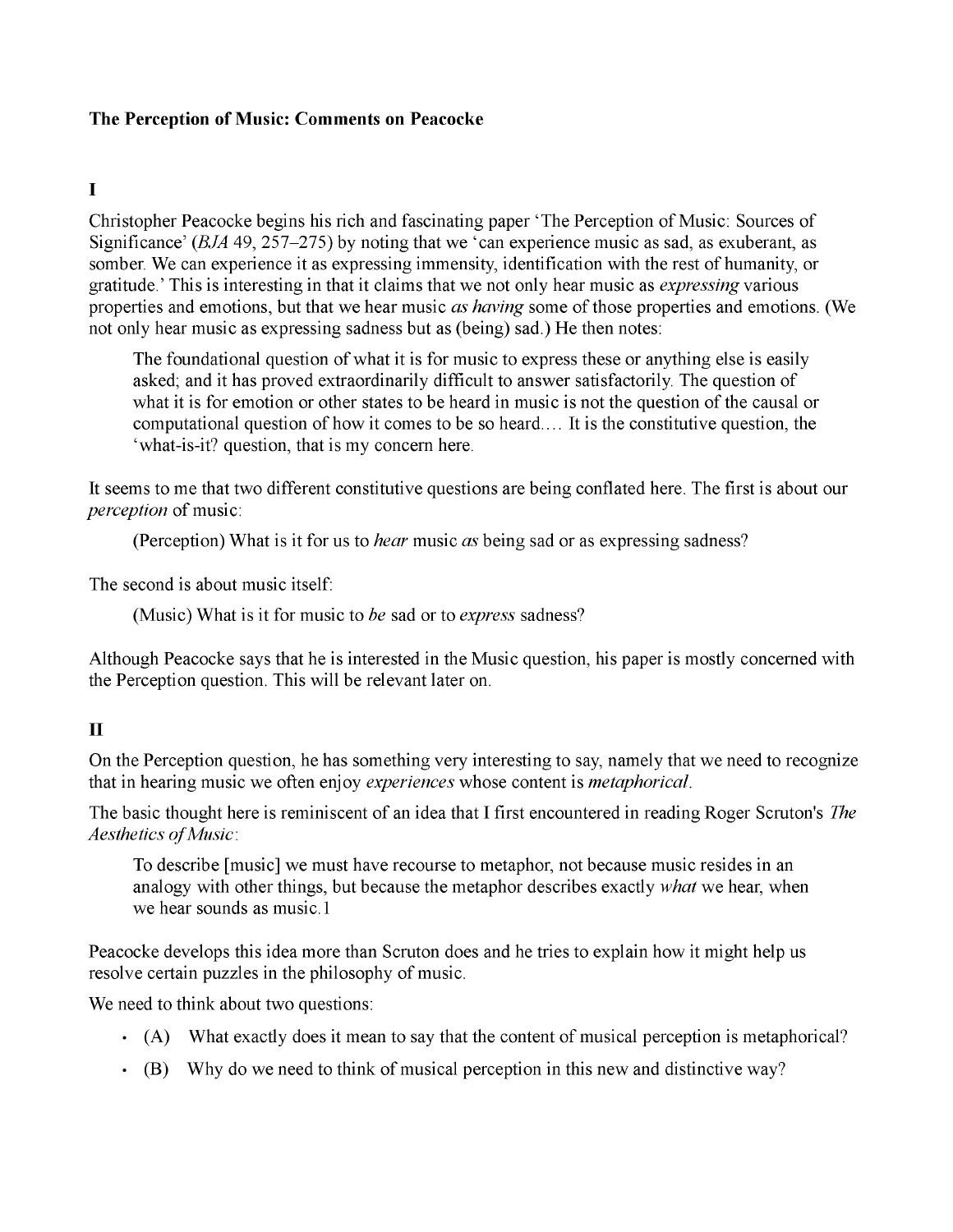**The Perception of Music: Comments on Peacocke**

## I

Christopher Peacocke begins his rich and fascinating paper 'The Perception of Music: Sources of Significance' (*BJA* 49, 257–275) by noting that we 'can experience music as sad, as exuberant, as somber. We can experience it as expressing immensity, identification with the rest of humanity, or gratitude.' This is interesting in that it claims that we not only hear music as *expressing* various properties and emotions, but that we hear music *as having* some of those properties and emotions. (We not only hear music as expressing sadness but as (being) sad.) He then notes:

> The foundational question of what it is for music to express these or anything else is easily asked; and it has proved extraordinarily difficult to answer satisfactorily. The question of what it is for emotion or other states to be heard in music is not the question of the causal or computational question of how it comes to be so heard.… It is the constitutive question, the 'what-is-it? question, that is my concern here.

It seems to me that two different constitutive questions are being conflated here. The first is about our *perception* of music:

> (Perception) What is it for us to *hear* music *as* being sad or as expressing sadness?

The second is about music itself:

> (Music) What is it for music to *be* sad or to *express* sadness?

Although Peacocke says that he is interested in the Music question, his paper is mostly concerned with the Perception question. This will be relevant later on.

## II

On the Perception question, he has something very interesting to say, namely that we need to recognize that in hearing music we often enjoy *experiences* whose content is *metaphorical*.

The basic thought here is reminiscent of an idea that I first encountered in reading Roger Scruton's *The Aesthetics of Music*:

> To describe [music] we must have recourse to metaphor, not because music resides in an analogy with other things, but because the metaphor describes exactly *what* we hear, when we hear sounds as music.1

Peacocke develops this idea more than Scruton does and he tries to explain how it might help us resolve certain puzzles in the philosophy of music.

We need to think about two questions:

- (A) What exactly does it mean to say that the content of musical perception is metaphorical?
- (B) Why do we need to think of musical perception in this new and distinctive way?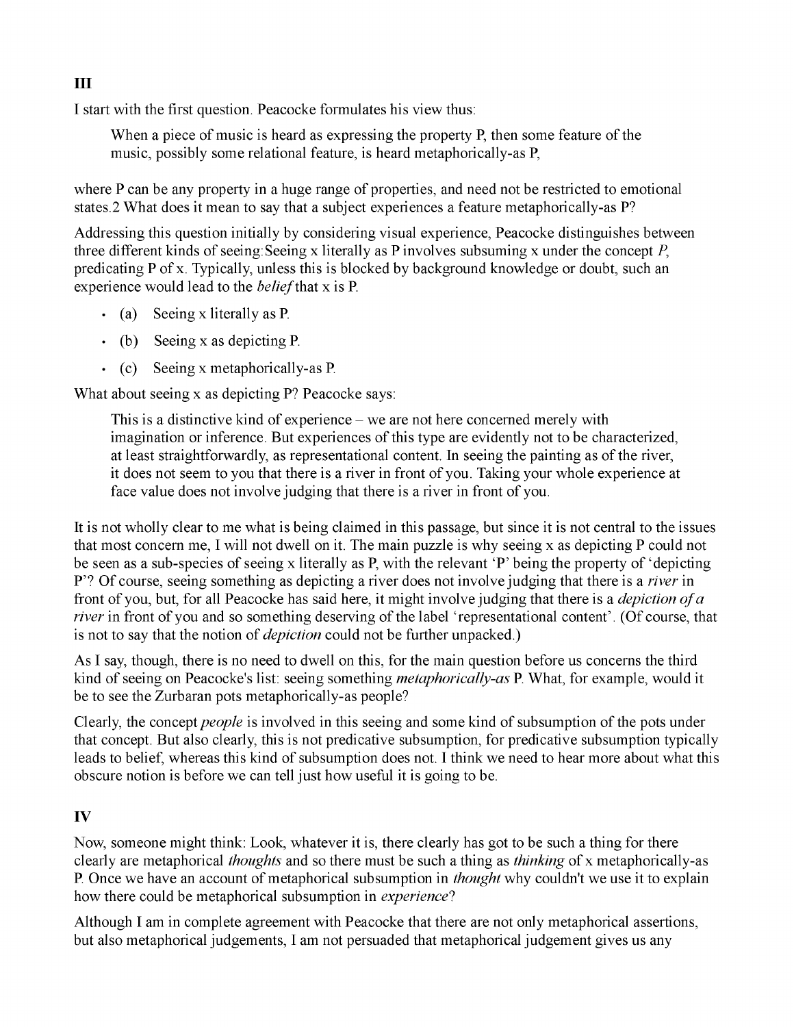## III

I start with the first question. Peacocke formulates his view thus:

> When a piece of music is heard as expressing the property P, then some feature of the music, possibly some relational feature, is heard metaphorically-as P,

where P can be any property in a huge range of properties, and need not be restricted to emotional states.2 What does it mean to say that a subject experiences a feature metaphorically-as P?

Addressing this question initially by considering visual experience, Peacocke distinguishes between three different kinds of seeing:Seeing x literally as P involves subsuming x under the concept *P*, predicating P of x. Typically, unless this is blocked by background knowledge or doubt, such an experience would lead to the *belief* that x is P.

- (a) Seeing x literally as P.
- (b) Seeing x as depicting P.
- (c) Seeing x metaphorically-as P.

What about seeing x as depicting P? Peacocke says:

> This is a distinctive kind of experience – we are not here concerned merely with imagination or inference. But experiences of this type are evidently not to be characterized, at least straightforwardly, as representational content. In seeing the painting as of the river, it does not seem to you that there is a river in front of you. Taking your whole experience at face value does not involve judging that there is a river in front of you.

It is not wholly clear to me what is being claimed in this passage, but since it is not central to the issues that most concern me, I will not dwell on it. The main puzzle is why seeing x as depicting P could not be seen as a sub-species of seeing x literally as P, with the relevant 'P' being the property of 'depicting P'? Of course, seeing something as depicting a river does not involve judging that there is a *river* in front of you, but, for all Peacocke has said here, it might involve judging that there is a *depiction of a river* in front of you and so something deserving of the label 'representational content'. (Of course, that is not to say that the notion of *depiction* could not be further unpacked.)

As I say, though, there is no need to dwell on this, for the main question before us concerns the third kind of seeing on Peacocke's list: seeing something *metaphorically-as* P. What, for example, would it be to see the Zurbaran pots metaphorically-as people?

Clearly, the concept *people* is involved in this seeing and some kind of subsumption of the pots under that concept. But also clearly, this is not predicative subsumption, for predicative subsumption typically leads to belief, whereas this kind of subsumption does not. I think we need to hear more about what this obscure notion is before we can tell just how useful it is going to be.

## IV

Now, someone might think: Look, whatever it is, there clearly has got to be such a thing for there clearly are metaphorical *thoughts* and so there must be such a thing as *thinking* of x metaphorically-as P. Once we have an account of metaphorical subsumption in *thought* why couldn't we use it to explain how there could be metaphorical subsumption in *experience*?

Although I am in complete agreement with Peacocke that there are not only metaphorical assertions, but also metaphorical judgements, I am not persuaded that metaphorical judgement gives us any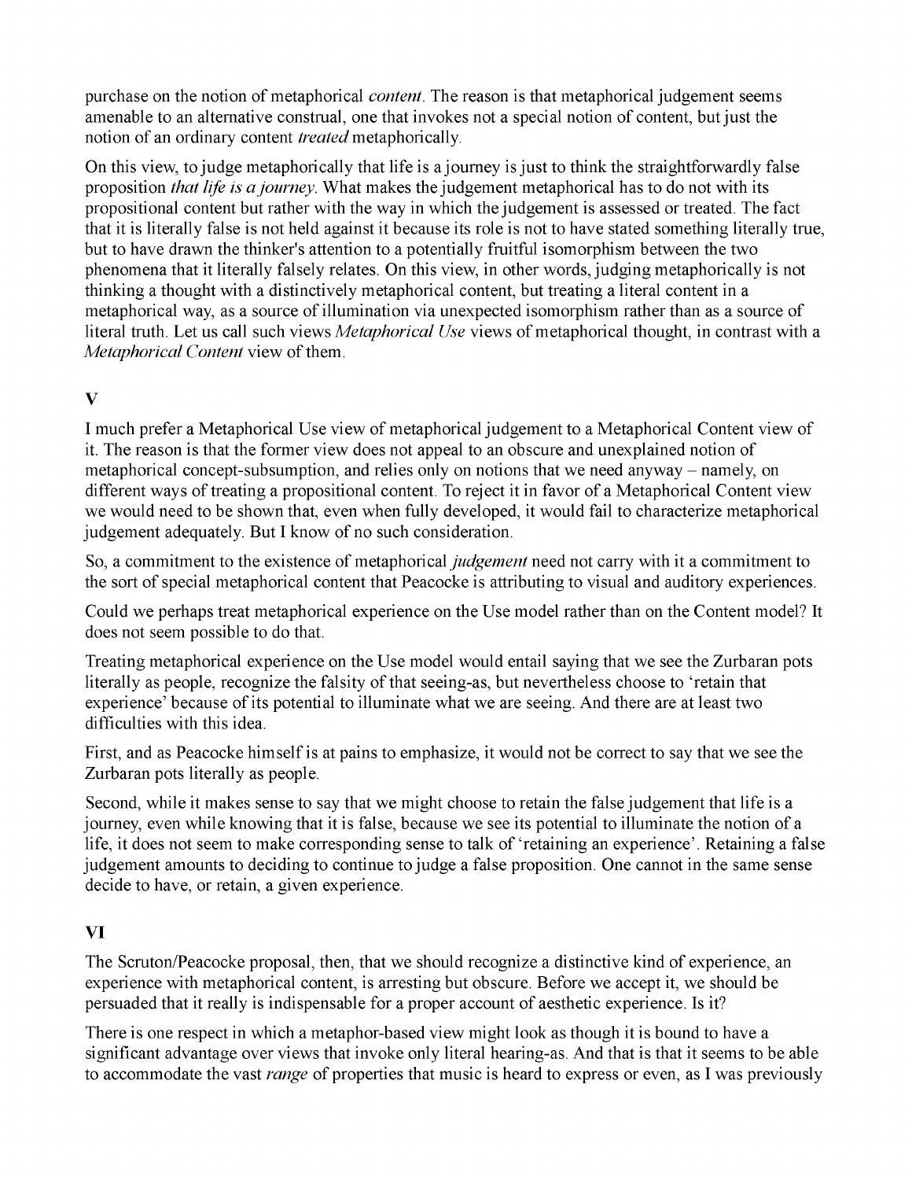purchase on the notion of metaphorical *content*. The reason is that metaphorical judgement seems amenable to an alternative construal, one that invokes not a special notion of content, but just the notion of an ordinary content *treated* metaphorically.

On this view, to judge metaphorically that life is a journey is just to think the straightforwardly false proposition *that life is a journey*. What makes the judgement metaphorical has to do not with its propositional content but rather with the way in which the judgement is assessed or treated. The fact that it is literally false is not held against it because its role is not to have stated something literally true, but to have drawn the thinker's attention to a potentially fruitful isomorphism between the two phenomena that it literally falsely relates. On this view, in other words, judging metaphorically is not thinking a thought with a distinctively metaphorical content, but treating a literal content in a metaphorical way, as a source of illumination via unexpected isomorphism rather than as a source of literal truth. Let us call such views *Metaphorical Use* views of metaphorical thought, in contrast with a *Metaphorical Content* view of them.

## V

I much prefer a Metaphorical Use view of metaphorical judgement to a Metaphorical Content view of it. The reason is that the former view does not appeal to an obscure and unexplained notion of metaphorical concept-subsumption, and relies only on notions that we need anyway – namely, on different ways of treating a propositional content. To reject it in favor of a Metaphorical Content view we would need to be shown that, even when fully developed, it would fail to characterize metaphorical judgement adequately. But I know of no such consideration.

So, a commitment to the existence of metaphorical *judgement* need not carry with it a commitment to the sort of special metaphorical content that Peacocke is attributing to visual and auditory experiences.

Could we perhaps treat metaphorical experience on the Use model rather than on the Content model? It does not seem possible to do that.

Treating metaphorical experience on the Use model would entail saying that we see the Zurbaran pots literally as people, recognize the falsity of that seeing-as, but nevertheless choose to 'retain that experience' because of its potential to illuminate what we are seeing. And there are at least two difficulties with this idea.

First, and as Peacocke himself is at pains to emphasize, it would not be correct to say that we see the Zurbaran pots literally as people.

Second, while it makes sense to say that we might choose to retain the false judgement that life is a journey, even while knowing that it is false, because we see its potential to illuminate the notion of a life, it does not seem to make corresponding sense to talk of 'retaining an experience'. Retaining a false judgement amounts to deciding to continue to judge a false proposition. One cannot in the same sense decide to have, or retain, a given experience.

## VI

The Scruton/Peacocke proposal, then, that we should recognize a distinctive kind of experience, an experience with metaphorical content, is arresting but obscure. Before we accept it, we should be persuaded that it really is indispensable for a proper account of aesthetic experience. Is it?

There is one respect in which a metaphor-based view might look as though it is bound to have a significant advantage over views that invoke only literal hearing-as. And that is that it seems to be able to accommodate the vast *range* of properties that music is heard to express or even, as I was previously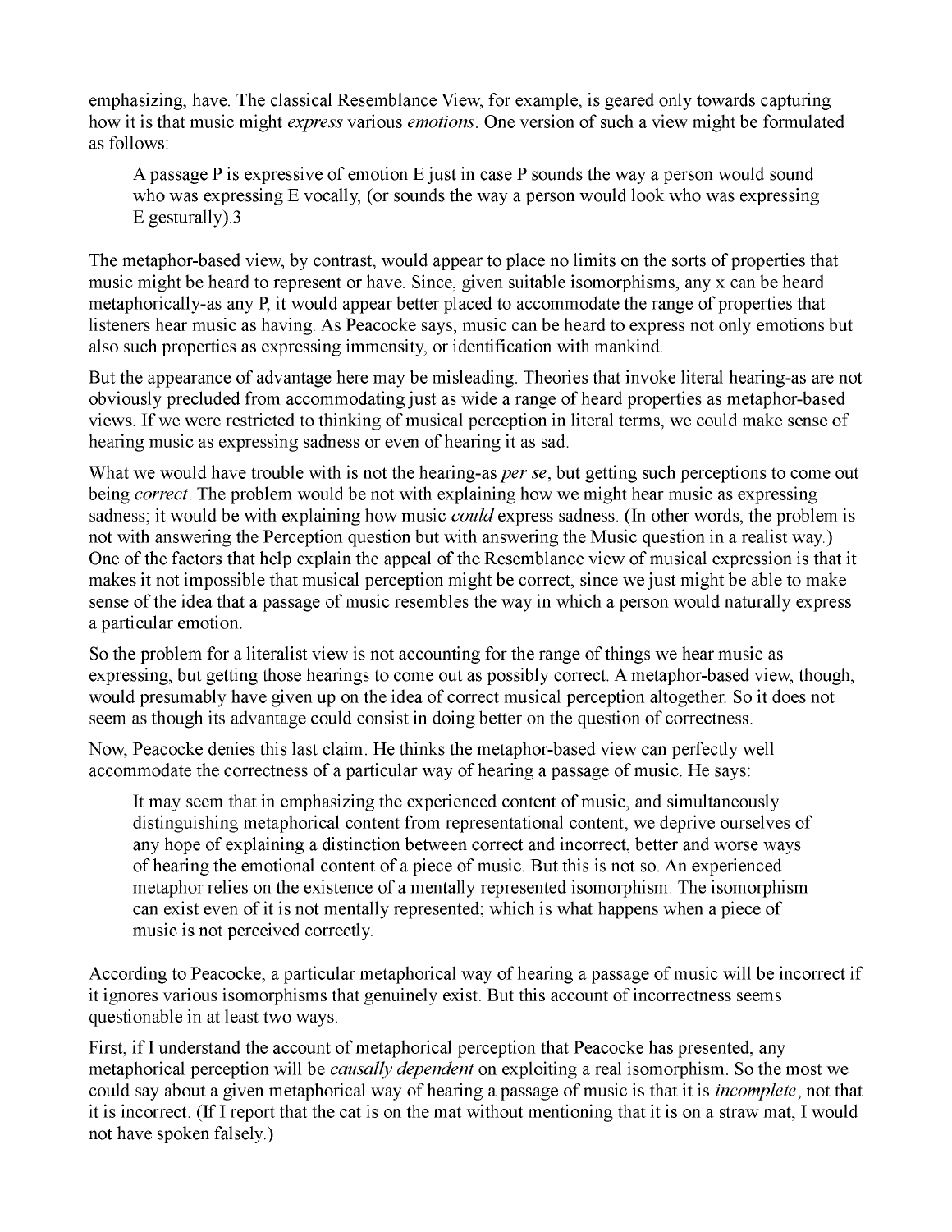emphasizing, have. The classical Resemblance View, for example, is geared only towards capturing how it is that music might *express* various *emotions*. One version of such a view might be formulated as follows:

> A passage P is expressive of emotion E just in case P sounds the way a person would sound who was expressing E vocally, (or sounds the way a person would look who was expressing E gesturally).3

The metaphor-based view, by contrast, would appear to place no limits on the sorts of properties that music might be heard to represent or have. Since, given suitable isomorphisms, any x can be heard metaphorically-as any P, it would appear better placed to accommodate the range of properties that listeners hear music as having. As Peacocke says, music can be heard to express not only emotions but also such properties as expressing immensity, or identification with mankind.

But the appearance of advantage here may be misleading. Theories that invoke literal hearing-as are not obviously precluded from accommodating just as wide a range of heard properties as metaphor-based views. If we were restricted to thinking of musical perception in literal terms, we could make sense of hearing music as expressing sadness or even of hearing it as sad.

What we would have trouble with is not the hearing-as *per se*, but getting such perceptions to come out being *correct*. The problem would be not with explaining how we might hear music as expressing sadness; it would be with explaining how music *could* express sadness. (In other words, the problem is not with answering the Perception question but with answering the Music question in a realist way.) One of the factors that help explain the appeal of the Resemblance view of musical expression is that it makes it not impossible that musical perception might be correct, since we just might be able to make sense of the idea that a passage of music resembles the way in which a person would naturally express a particular emotion.

So the problem for a literalist view is not accounting for the range of things we hear music as expressing, but getting those hearings to come out as possibly correct. A metaphor-based view, though, would presumably have given up on the idea of correct musical perception altogether. So it does not seem as though its advantage could consist in doing better on the question of correctness.

Now, Peacocke denies this last claim. He thinks the metaphor-based view can perfectly well accommodate the correctness of a particular way of hearing a passage of music. He says:

> It may seem that in emphasizing the experienced content of music, and simultaneously distinguishing metaphorical content from representational content, we deprive ourselves of any hope of explaining a distinction between correct and incorrect, better and worse ways of hearing the emotional content of a piece of music. But this is not so. An experienced metaphor relies on the existence of a mentally represented isomorphism. The isomorphism can exist even of it is not mentally represented; which is what happens when a piece of music is not perceived correctly.

According to Peacocke, a particular metaphorical way of hearing a passage of music will be incorrect if it ignores various isomorphisms that genuinely exist. But this account of incorrectness seems questionable in at least two ways.

First, if I understand the account of metaphorical perception that Peacocke has presented, any metaphorical perception will be *causally dependent* on exploiting a real isomorphism. So the most we could say about a given metaphorical way of hearing a passage of music is that it is *incomplete*, not that it is incorrect. (If I report that the cat is on the mat without mentioning that it is on a straw mat, I would not have spoken falsely.)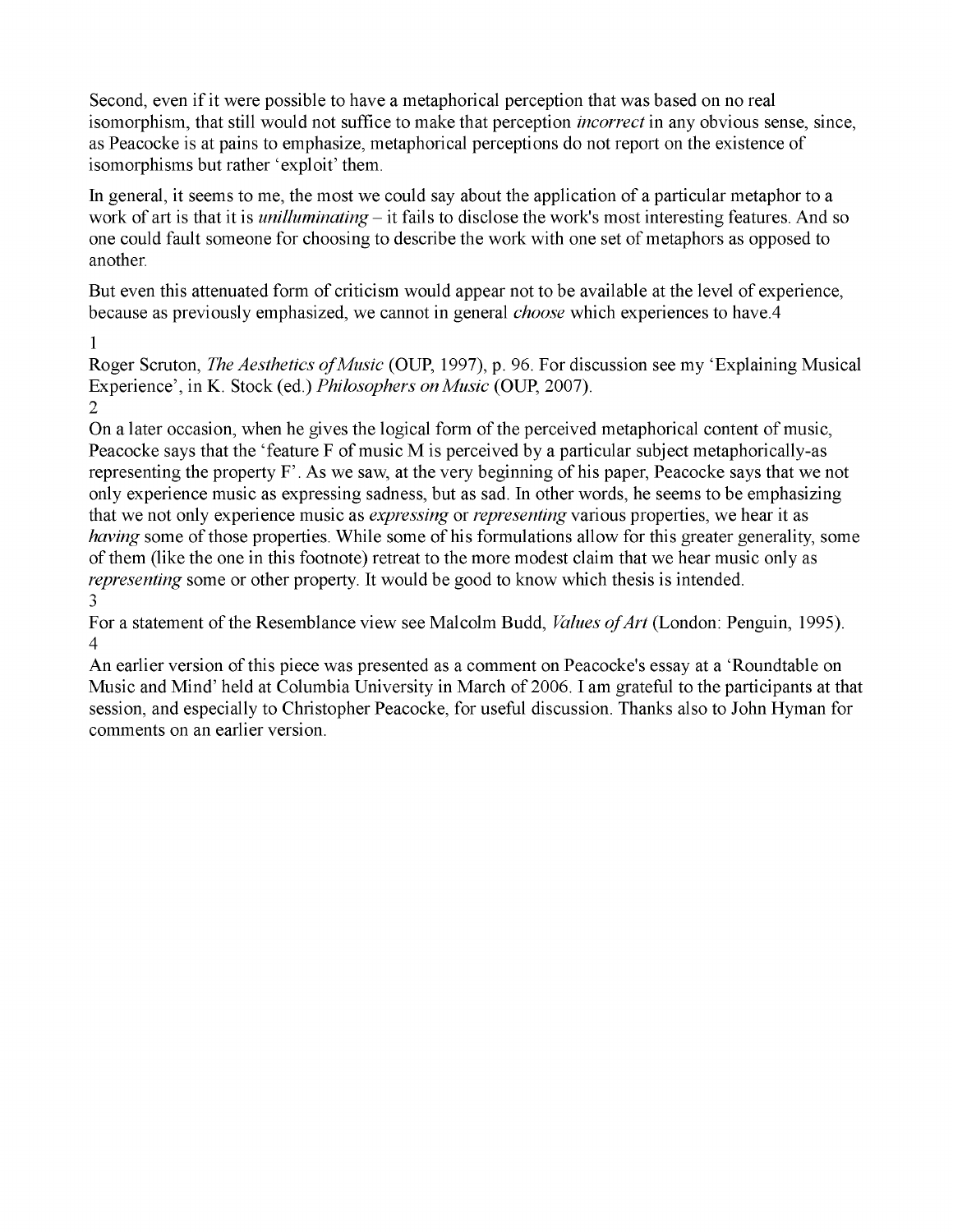Second, even if it were possible to have a metaphorical perception that was based on no real isomorphism, that still would not suffice to make that perception *incorrect* in any obvious sense, since, as Peacocke is at pains to emphasize, metaphorical perceptions do not report on the existence of isomorphisms but rather 'exploit' them.

In general, it seems to me, the most we could say about the application of a particular metaphor to a work of art is that it is *unilluminating* – it fails to disclose the work's most interesting features. And so one could fault someone for choosing to describe the work with one set of metaphors as opposed to another.

But even this attenuated form of criticism would appear not to be available at the level of experience, because as previously emphasized, we cannot in general *choose* which experiences to have.[4]

1

Roger Scruton, *The Aesthetics of Music* (OUP, 1997), p. 96. For discussion see my 'Explaining Musical Experience', in K. Stock (ed.) *Philosophers on Music* (OUP, 2007).

2

On a later occasion, when he gives the logical form of the perceived metaphorical content of music, Peacocke says that the 'feature F of music M is perceived by a particular subject metaphorically-as representing the property F'. As we saw, at the very beginning of his paper, Peacocke says that we not only experience music as expressing sadness, but as sad. In other words, he seems to be emphasizing that we not only experience music as *expressing* or *representing* various properties, we hear it as *having* some of those properties. While some of his formulations allow for this greater generality, some of them (like the one in this footnote) retreat to the more modest claim that we hear music only as *representing* some or other property. It would be good to know which thesis is intended.

3

For a statement of the Resemblance view see Malcolm Budd, *Values of Art* (London: Penguin, 1995).

4

An earlier version of this piece was presented as a comment on Peacocke's essay at a 'Roundtable on Music and Mind' held at Columbia University in March of 2006. I am grateful to the participants at that session, and especially to Christopher Peacocke, for useful discussion. Thanks also to John Hyman for comments on an earlier version.